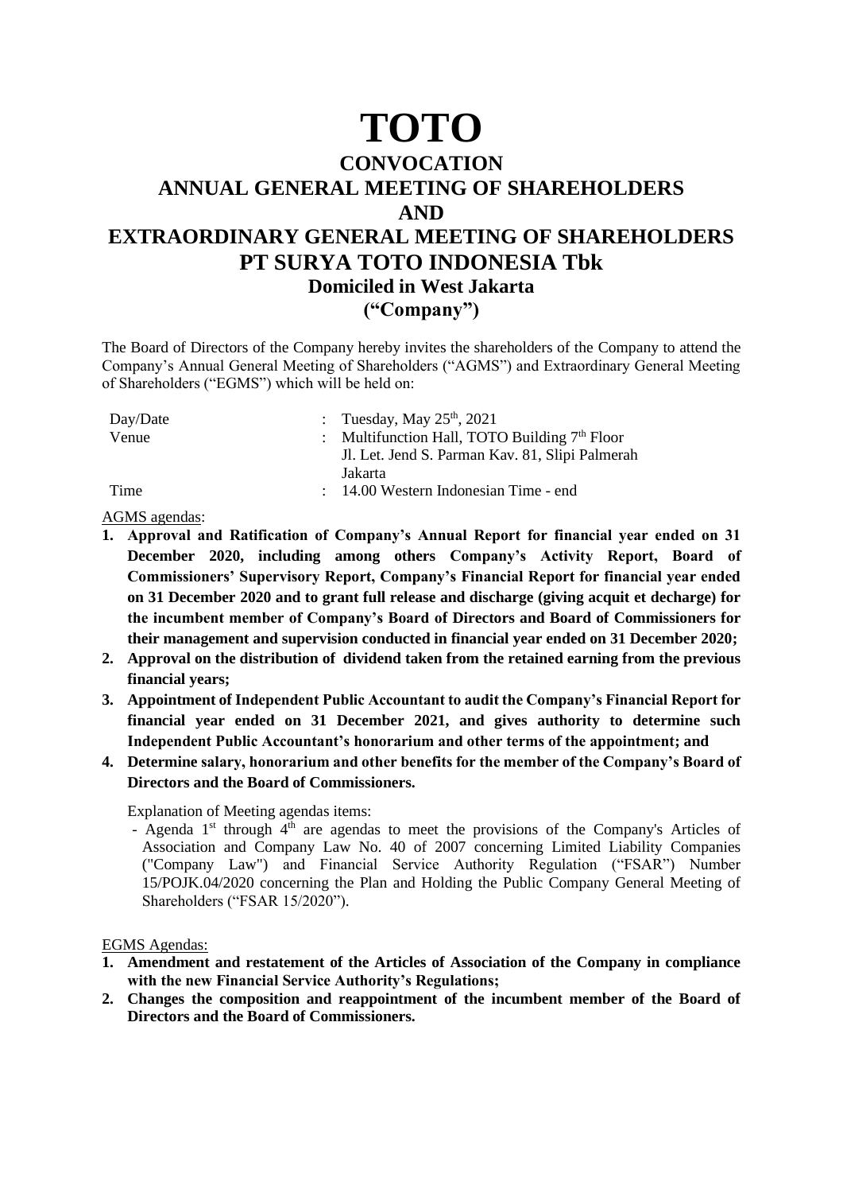# TOTO

## CONVOCATION
## ANNUAL GENERAL MEETING OF SHAREHOLDERS
## AND
## EXTRAORDINARY GENERAL MEETING OF SHAREHOLDERS
## PT SURYA TOTO INDONESIA Tbk
### Domiciled in West Jakarta
### ("Company")

The Board of Directors of the Company hereby invites the shareholders of the Company to attend the Company's Annual General Meeting of Shareholders ("AGMS") and Extraordinary General Meeting of Shareholders ("EGMS") which will be held on:

| | | |
|---|---|---|
| Day/Date | : | Tuesday, May 25th, 2021 |
| Venue | : | Multifunction Hall, TOTO Building 7th Floor<br>Jl. Let. Jend S. Parman Kav. 81, Slipi Palmerah<br>Jakarta |
| Time | : | 14.00 Western Indonesian Time - end |

AGMS agendas:

1. **Approval and Ratification of Company's Annual Report for financial year ended on 31 December 2020, including among others Company's Activity Report, Board of Commissioners' Supervisory Report, Company's Financial Report for financial year ended on 31 December 2020 and to grant full release and discharge (giving acquit et decharge) for the incumbent member of Company's Board of Directors and Board of Commissioners for their management and supervision conducted in financial year ended on 31 December 2020;**
2. **Approval on the distribution of dividend taken from the retained earning from the previous financial years;**
3. **Appointment of Independent Public Accountant to audit the Company's Financial Report for financial year ended on 31 December 2021, and gives authority to determine such Independent Public Accountant's honorarium and other terms of the appointment; and**
4. **Determine salary, honorarium and other benefits for the member of the Company's Board of Directors and the Board of Commissioners.**

Explanation of Meeting agendas items:

- Agenda 1st through 4th are agendas to meet the provisions of the Company's Articles of Association and Company Law No. 40 of 2007 concerning Limited Liability Companies ("Company Law") and Financial Service Authority Regulation ("FSAR") Number 15/POJK.04/2020 concerning the Plan and Holding the Public Company General Meeting of Shareholders ("FSAR 15/2020").

EGMS Agendas:

1. **Amendment and restatement of the Articles of Association of the Company in compliance with the new Financial Service Authority's Regulations;**
2. **Changes the composition and reappointment of the incumbent member of the Board of Directors and the Board of Commissioners.**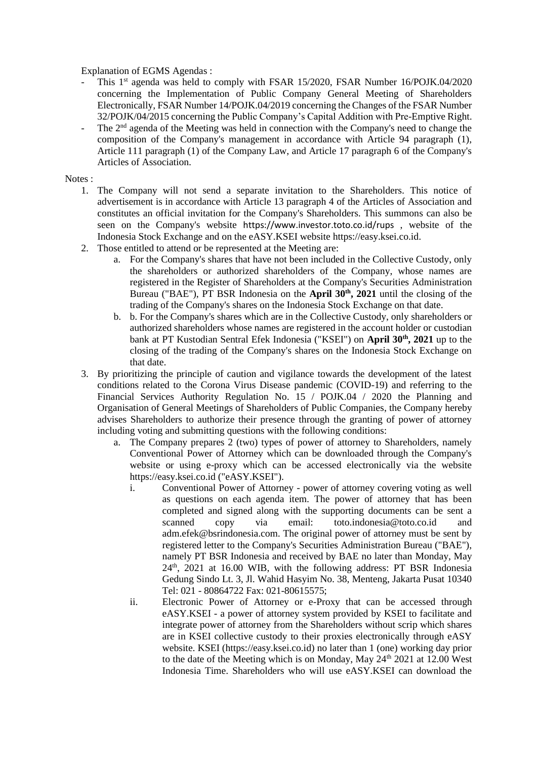Explanation of EGMS Agendas :

- This 1st agenda was held to comply with FSAR 15/2020, FSAR Number 16/POJK.04/2020 concerning the Implementation of Public Company General Meeting of Shareholders Electronically, FSAR Number 14/POJK.04/2019 concerning the Changes of the FSAR Number 32/POJK/04/2015 concerning the Public Company's Capital Addition with Pre-Emptive Right.
- The 2nd agenda of the Meeting was held in connection with the Company's need to change the composition of the Company's management in accordance with Article 94 paragraph (1), Article 111 paragraph (1) of the Company Law, and Article 17 paragraph 6 of the Company's Articles of Association.

Notes :

1. The Company will not send a separate invitation to the Shareholders. This notice of advertisement is in accordance with Article 13 paragraph 4 of the Articles of Association and constitutes an official invitation for the Company's Shareholders. This summons can also be seen on the Company's website https://www.investor.toto.co.id/rups , website of the Indonesia Stock Exchange and on the eASY.KSEI website https://easy.ksei.co.id.
2. Those entitled to attend or be represented at the Meeting are:
   a. For the Company's shares that have not been included in the Collective Custody, only the shareholders or authorized shareholders of the Company, whose names are registered in the Register of Shareholders at the Company's Securities Administration Bureau ("BAE"), PT BSR Indonesia on the **April 30th, 2021** until the closing of the trading of the Company's shares on the Indonesia Stock Exchange on that date.
   b. b. For the Company's shares which are in the Collective Custody, only shareholders or authorized shareholders whose names are registered in the account holder or custodian bank at PT Kustodian Sentral Efek Indonesia ("KSEI") on **April 30th, 2021** up to the closing of the trading of the Company's shares on the Indonesia Stock Exchange on that date.
3. By prioritizing the principle of caution and vigilance towards the development of the latest conditions related to the Corona Virus Disease pandemic (COVID-19) and referring to the Financial Services Authority Regulation No. 15 / POJK.04 / 2020 the Planning and Organisation of General Meetings of Shareholders of Public Companies, the Company hereby advises Shareholders to authorize their presence through the granting of power of attorney including voting and submitting questions with the following conditions:
   a. The Company prepares 2 (two) types of power of attorney to Shareholders, namely Conventional Power of Attorney which can be downloaded through the Company's website or using e-proxy which can be accessed electronically via the website https://easy.ksei.co.id ("eASY.KSEI").
      i. Conventional Power of Attorney - power of attorney covering voting as well as questions on each agenda item. The power of attorney that has been completed and signed along with the supporting documents can be sent a scanned copy via email: toto.indonesia@toto.co.id and adm.efek@bsrindonesia.com. The original power of attorney must be sent by registered letter to the Company's Securities Administration Bureau ("BAE"), namely PT BSR Indonesia and received by BAE no later than Monday, May 24th, 2021 at 16.00 WIB, with the following address: PT BSR Indonesia Gedung Sindo Lt. 3, Jl. Wahid Hasyim No. 38, Menteng, Jakarta Pusat 10340 Tel: 021 - 80864722 Fax: 021-80615575;
      ii. Electronic Power of Attorney or e-Proxy that can be accessed through eASY.KSEI - a power of attorney system provided by KSEI to facilitate and integrate power of attorney from the Shareholders without scrip which shares are in KSEI collective custody to their proxies electronically through eASY website. KSEI (https://easy.ksei.co.id) no later than 1 (one) working day prior to the date of the Meeting which is on Monday, May 24th 2021 at 12.00 West Indonesia Time. Shareholders who will use eASY.KSEI can download the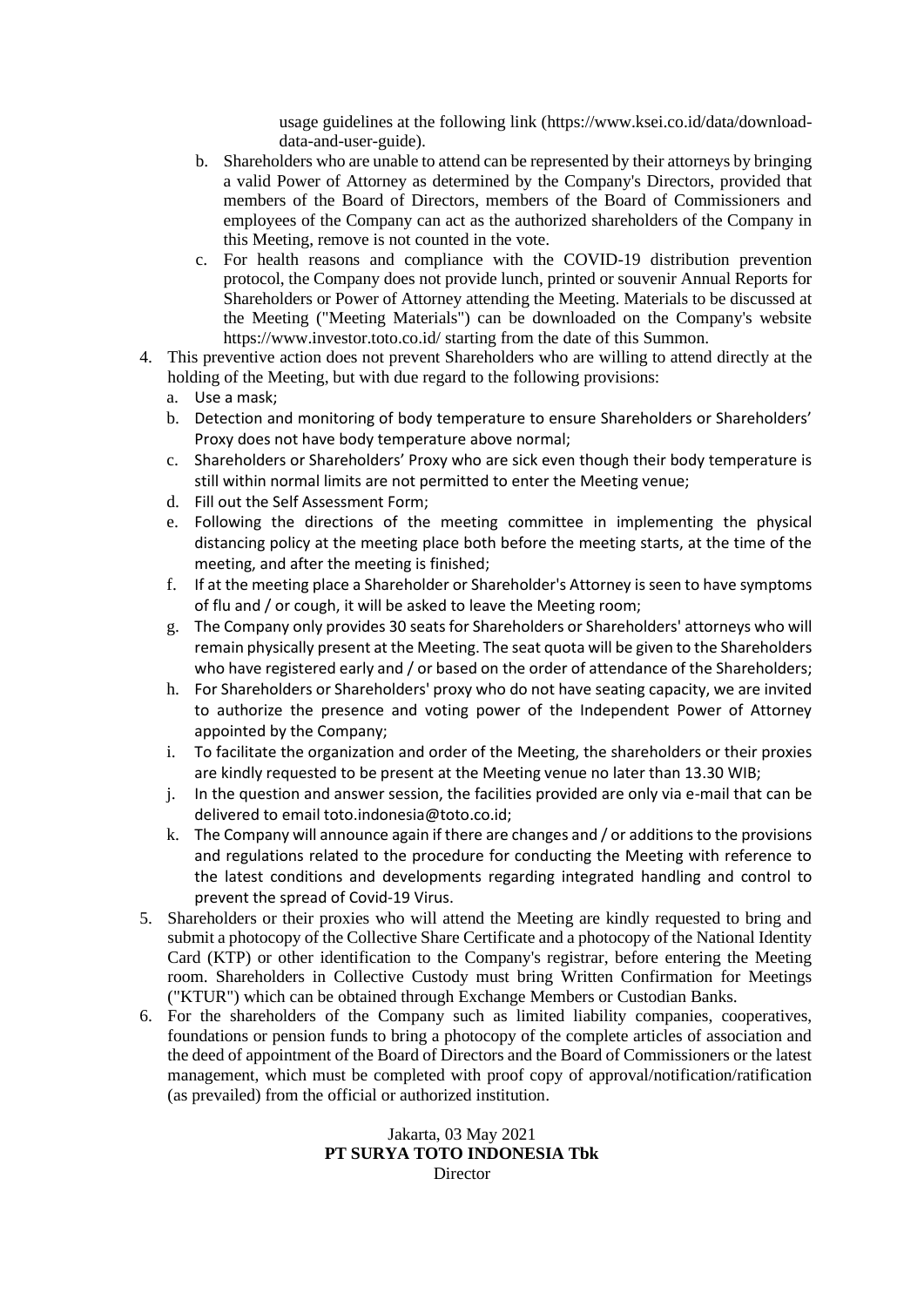usage guidelines at the following link (https://www.ksei.co.id/data/download-data-and-user-guide).

b. Shareholders who are unable to attend can be represented by their attorneys by bringing a valid Power of Attorney as determined by the Company's Directors, provided that members of the Board of Directors, members of the Board of Commissioners and employees of the Company can act as the authorized shareholders of the Company in this Meeting, remove is not counted in the vote.

c. For health reasons and compliance with the COVID-19 distribution prevention protocol, the Company does not provide lunch, printed or souvenir Annual Reports for Shareholders or Power of Attorney attending the Meeting. Materials to be discussed at the Meeting ("Meeting Materials") can be downloaded on the Company's website https://www.investor.toto.co.id/ starting from the date of this Summon.

4. This preventive action does not prevent Shareholders who are willing to attend directly at the holding of the Meeting, but with due regard to the following provisions:
   a. Use a mask;
   b. Detection and monitoring of body temperature to ensure Shareholders or Shareholders' Proxy does not have body temperature above normal;
   c. Shareholders or Shareholders' Proxy who are sick even though their body temperature is still within normal limits are not permitted to enter the Meeting venue;
   d. Fill out the Self Assessment Form;
   e. Following the directions of the meeting committee in implementing the physical distancing policy at the meeting place both before the meeting starts, at the time of the meeting, and after the meeting is finished;
   f. If at the meeting place a Shareholder or Shareholder's Attorney is seen to have symptoms of flu and / or cough, it will be asked to leave the Meeting room;
   g. The Company only provides 30 seats for Shareholders or Shareholders' attorneys who will remain physically present at the Meeting. The seat quota will be given to the Shareholders who have registered early and / or based on the order of attendance of the Shareholders;
   h. For Shareholders or Shareholders' proxy who do not have seating capacity, we are invited to authorize the presence and voting power of the Independent Power of Attorney appointed by the Company;
   i. To facilitate the organization and order of the Meeting, the shareholders or their proxies are kindly requested to be present at the Meeting venue no later than 13.30 WIB;
   j. In the question and answer session, the facilities provided are only via e-mail that can be delivered to email toto.indonesia@toto.co.id;
   k. The Company will announce again if there are changes and / or additions to the provisions and regulations related to the procedure for conducting the Meeting with reference to the latest conditions and developments regarding integrated handling and control to prevent the spread of Covid-19 Virus.

5. Shareholders or their proxies who will attend the Meeting are kindly requested to bring and submit a photocopy of the Collective Share Certificate and a photocopy of the National Identity Card (KTP) or other identification to the Company's registrar, before entering the Meeting room. Shareholders in Collective Custody must bring Written Confirmation for Meetings ("KTUR") which can be obtained through Exchange Members or Custodian Banks.

6. For the shareholders of the Company such as limited liability companies, cooperatives, foundations or pension funds to bring a photocopy of the complete articles of association and the deed of appointment of the Board of Directors and the Board of Commissioners or the latest management, which must be completed with proof copy of approval/notification/ratification (as prevailed) from the official or authorized institution.

Jakarta, 03 May 2021
**PT SURYA TOTO INDONESIA Tbk**
Director